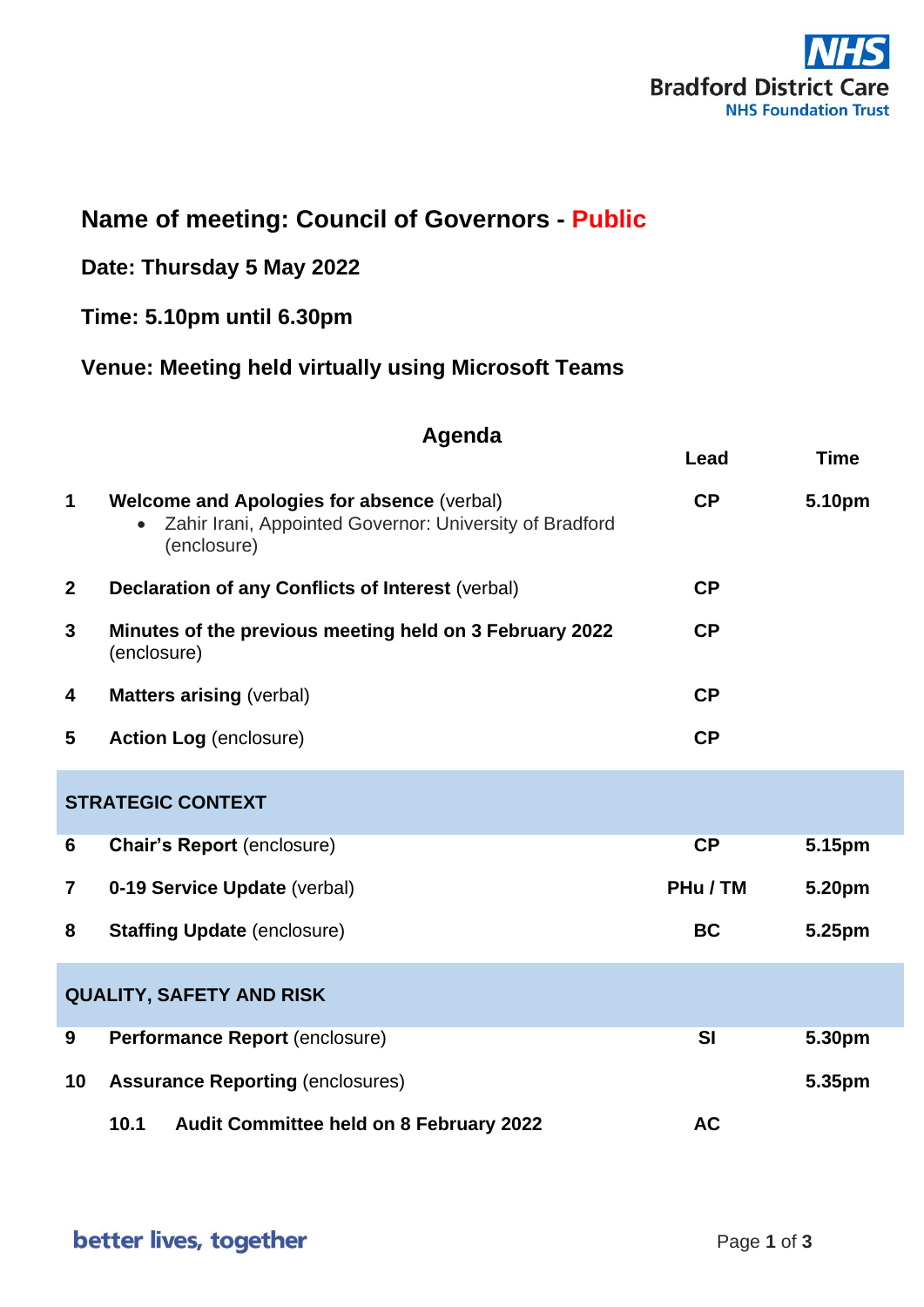Bradford District Care NHS Foundation Trust

## Name of meeting: Council of Governors - Public

**Date: Thursday 5 May 2022**

**Time: 5.10pm until 6.30pm**

**Venue: Meeting held virtually using Microsoft Teams**

### Agenda

| | | Lead | Time |
|---|---|---|---|
| **1** | **Welcome and Apologies for absence** (verbal)<br>• Zahir Irani, Appointed Governor: University of Bradford (enclosure) | **CP** | **5.10pm** |
| **2** | **Declaration of any Conflicts of Interest** (verbal) | **CP** | |
| **3** | **Minutes of the previous meeting held on 3 February 2022** (enclosure) | **CP** | |
| **4** | **Matters arising** (verbal) | **CP** | |
| **5** | **Action Log** (enclosure) | **CP** | |
| **STRATEGIC CONTEXT** | | | |
| **6** | **Chair's Report** (enclosure) | **CP** | **5.15pm** |
| **7** | **0-19 Service Update** (verbal) | **PHu / TM** | **5.20pm** |
| **8** | **Staffing Update** (enclosure) | **BC** | **5.25pm** |
| **QUALITY, SAFETY AND RISK** | | | |
| **9** | **Performance Report** (enclosure) | **SI** | **5.30pm** |
| **10** | **Assurance Reporting** (enclosures) | | **5.35pm** |
| | **10.1 Audit Committee held on 8 February 2022** | **AC** | |

better lives, together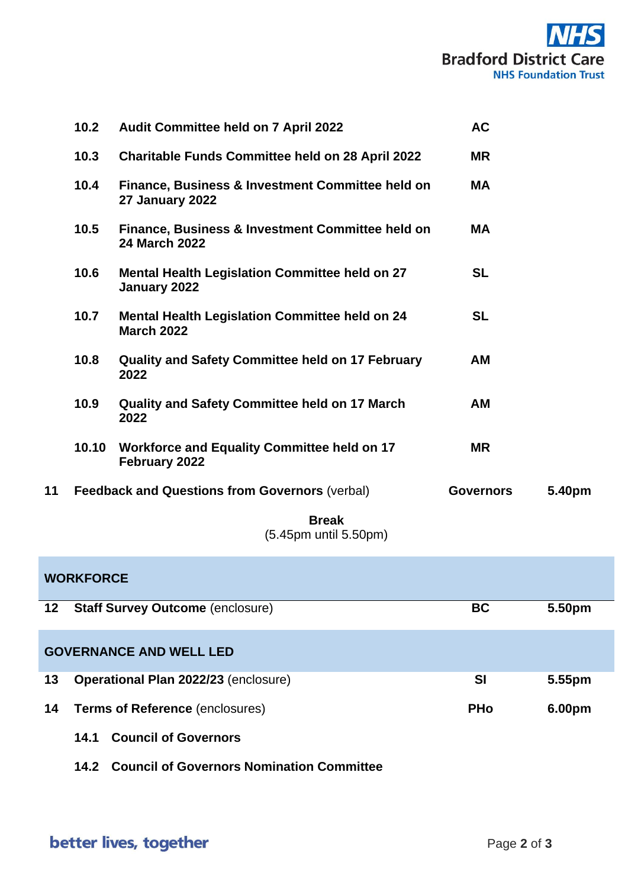| No. | Item | Lead | Time |
|---|---|---|---|
| | **10.2 Audit Committee held on 7 April 2022** | **AC** | |
| | **10.3 Charitable Funds Committee held on 28 April 2022** | **MR** | |
| | **10.4 Finance, Business & Investment Committee held on 27 January 2022** | **MA** | |
| | **10.5 Finance, Business & Investment Committee held on 24 March 2022** | **MA** | |
| | **10.6 Mental Health Legislation Committee held on 27 January 2022** | **SL** | |
| | **10.7 Mental Health Legislation Committee held on 24 March 2022** | **SL** | |
| | **10.8 Quality and Safety Committee held on 17 February 2022** | **AM** | |
| | **10.9 Quality and Safety Committee held on 17 March 2022** | **AM** | |
| | **10.10 Workforce and Equality Committee held on 17 February 2022** | **MR** | |
| **11** | **Feedback and Questions from Governors** (verbal) | **Governors** | **5.40pm** |

**Break**
(5.45pm until 5.50pm)

## WORKFORCE

| No. | Item | Lead | Time |
|---|---|---|---|
| **12** | **Staff Survey Outcome** (enclosure) | **BC** | **5.50pm** |

## GOVERNANCE AND WELL LED

| No. | Item | Lead | Time |
|---|---|---|---|
| **13** | **Operational Plan 2022/23** (enclosure) | **SI** | **5.55pm** |
| **14** | **Terms of Reference** (enclosures) | **PHo** | **6.00pm** |
| | **14.1 Council of Governors** | | |
| | **14.2 Council of Governors Nomination Committee** | | |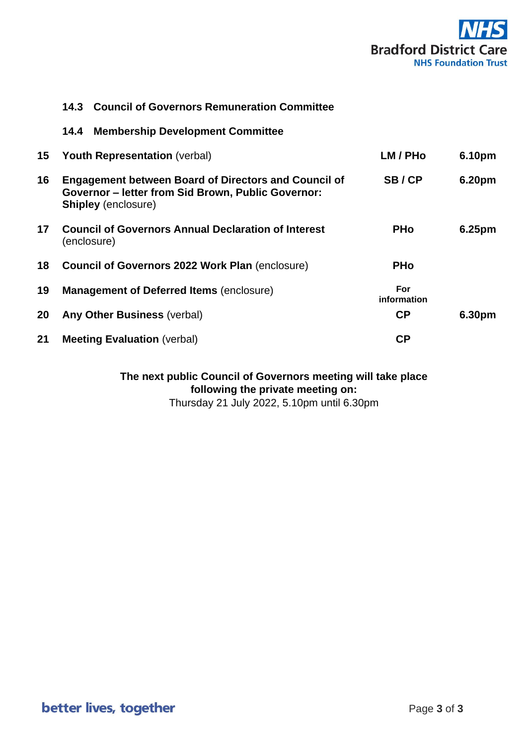| | | | |
|---|---|---|---|
| | **14.3 Council of Governors Remuneration Committee** | | |
| | **14.4 Membership Development Committee** | | |
| **15** | **Youth Representation** (verbal) | **LM / PHo** | **6.10pm** |
| **16** | **Engagement between Board of Directors and Council of Governor – letter from Sid Brown, Public Governor: Shipley** (enclosure) | **SB / CP** | **6.20pm** |
| **17** | **Council of Governors Annual Declaration of Interest** (enclosure) | **PHo** | **6.25pm** |
| **18** | **Council of Governors 2022 Work Plan** (enclosure) | **PHo** | |
| **19** | **Management of Deferred Items** (enclosure) | **For information** | |
| **20** | **Any Other Business** (verbal) | **CP** | **6.30pm** |
| **21** | **Meeting Evaluation** (verbal) | **CP** | |

**The next public Council of Governors meeting will take place following the private meeting on:**
Thursday 21 July 2022, 5.10pm until 6.30pm